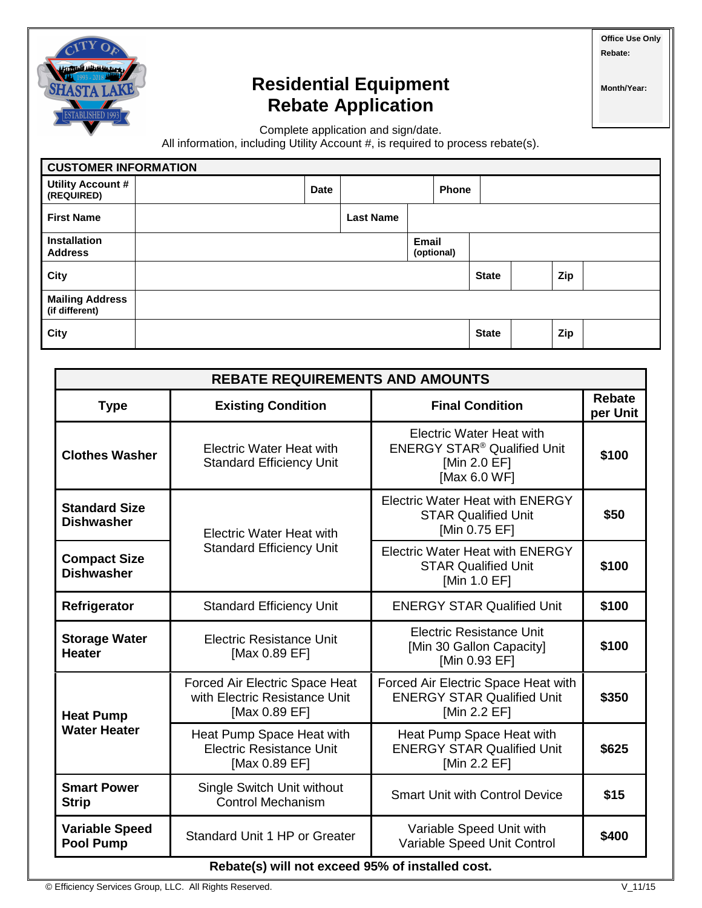| Office Use Only |
|---|
| Rebate: |
| Month/Year: |

# Residential Equipment Rebate Application

Complete application and sign/date.
All information, including Utility Account #, is required to process rebate(s).

| CUSTOMER INFORMATION | | | | | | |
|---|---|---|---|---|---|---|
| **Utility Account # (REQUIRED)** | | **Date** | | **Phone** | | |
| **First Name** | | **Last Name** | | | | |
| **Installation Address** | | **Email (optional)** | | | | |
| **City** | | **State** | | **Zip** | | |
| **Mailing Address (if different)** | | | | | | |
| **City** | | **State** | | **Zip** | | |

| REBATE REQUIREMENTS AND AMOUNTS | | | |
|---|---|---|---|
| **Type** | **Existing Condition** | **Final Condition** | **Rebate per Unit** |
| **Clothes Washer** | Electric Water Heat with Standard Efficiency Unit | Electric Water Heat with ENERGY STAR® Qualified Unit [Min 2.0 EF] [Max 6.0 WF] | **$100** |
| **Standard Size Dishwasher** | Electric Water Heat with Standard Efficiency Unit | Electric Water Heat with ENERGY STAR Qualified Unit [Min 0.75 EF] | **$50** |
| **Compact Size Dishwasher** | Electric Water Heat with Standard Efficiency Unit | Electric Water Heat with ENERGY STAR Qualified Unit [Min 1.0 EF] | **$100** |
| **Refrigerator** | Standard Efficiency Unit | ENERGY STAR Qualified Unit | **$100** |
| **Storage Water Heater** | Electric Resistance Unit [Max 0.89 EF] | Electric Resistance Unit [Min 30 Gallon Capacity] [Min 0.93 EF] | **$100** |
| **Heat Pump Water Heater** | Forced Air Electric Space Heat with Electric Resistance Unit [Max 0.89 EF] | Forced Air Electric Space Heat with ENERGY STAR Qualified Unit [Min 2.2 EF] | **$350** |
| **Heat Pump Water Heater** | Heat Pump Space Heat with Electric Resistance Unit [Max 0.89 EF] | Heat Pump Space Heat with ENERGY STAR Qualified Unit [Min 2.2 EF] | **$625** |
| **Smart Power Strip** | Single Switch Unit without Control Mechanism | Smart Unit with Control Device | **$15** |
| **Variable Speed Pool Pump** | Standard Unit 1 HP or Greater | Variable Speed Unit with Variable Speed Unit Control | **$400** |

**Rebate(s) will not exceed 95% of installed cost.**

© Efficiency Services Group, LLC. All Rights Reserved. V_11/15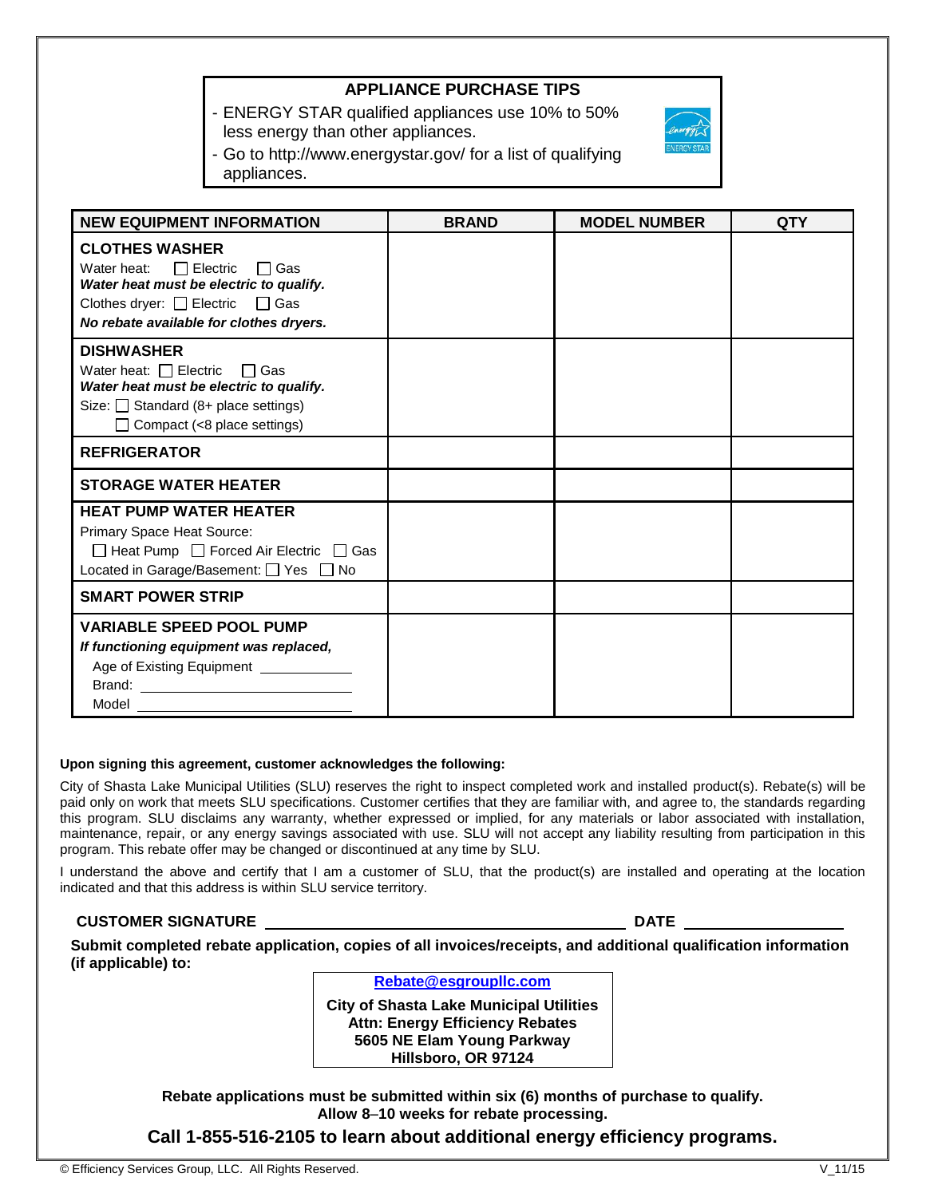## APPLIANCE PURCHASE TIPS

- ENERGY STAR qualified appliances use 10% to 50% less energy than other appliances.
- Go to http://www.energystar.gov/ for a list of qualifying appliances.

| NEW EQUIPMENT INFORMATION | BRAND | MODEL NUMBER | QTY |
|---|---|---|---|
| **CLOTHES WASHER**<br>Water heat: ☐ Electric ☐ Gas<br>***Water heat must be electric to qualify.***<br>Clothes dryer: ☐ Electric ☐ Gas<br>***No rebate available for clothes dryers.*** | | | |
| **DISHWASHER**<br>Water heat: ☐ Electric ☐ Gas<br>***Water heat must be electric to qualify.***<br>Size: ☐ Standard (8+ place settings)<br>☐ Compact (<8 place settings) | | | |
| **REFRIGERATOR** | | | |
| **STORAGE WATER HEATER** | | | |
| **HEAT PUMP WATER HEATER**<br>Primary Space Heat Source:<br>☐ Heat Pump ☐ Forced Air Electric ☐ Gas<br>Located in Garage/Basement: ☐ Yes ☐ No | | | |
| **SMART POWER STRIP** | | | |
| **VARIABLE SPEED POOL PUMP**<br>***If functioning equipment was replaced,***<br>Age of Existing Equipment ____________<br>Brand: ____________<br>Model ____________ | | | |

**Upon signing this agreement, customer acknowledges the following:**

City of Shasta Lake Municipal Utilities (SLU) reserves the right to inspect completed work and installed product(s). Rebate(s) will be paid only on work that meets SLU specifications. Customer certifies that they are familiar with, and agree to, the standards regarding this program. SLU disclaims any warranty, whether expressed or implied, for any materials or labor associated with installation, maintenance, repair, or any energy savings associated with use. SLU will not accept any liability resulting from participation in this program. This rebate offer may be changed or discontinued at any time by SLU.

I understand the above and certify that I am a customer of SLU, that the product(s) are installed and operating at the location indicated and that this address is within SLU service territory.

**CUSTOMER SIGNATURE** ______________________________ **DATE** ______________

**Submit completed rebate application, copies of all invoices/receipts, and additional qualification information (if applicable) to:**

**Rebate@esgroupllc.com**

**City of Shasta Lake Municipal Utilities**
**Attn: Energy Efficiency Rebates**
**5605 NE Elam Young Parkway**
**Hillsboro, OR 97124**

**Rebate applications must be submitted within six (6) months of purchase to qualify.**
**Allow 8–10 weeks for rebate processing.**

**Call 1-855-516-2105 to learn about additional energy efficiency programs.**

© Efficiency Services Group, LLC. All Rights Reserved. V_11/15